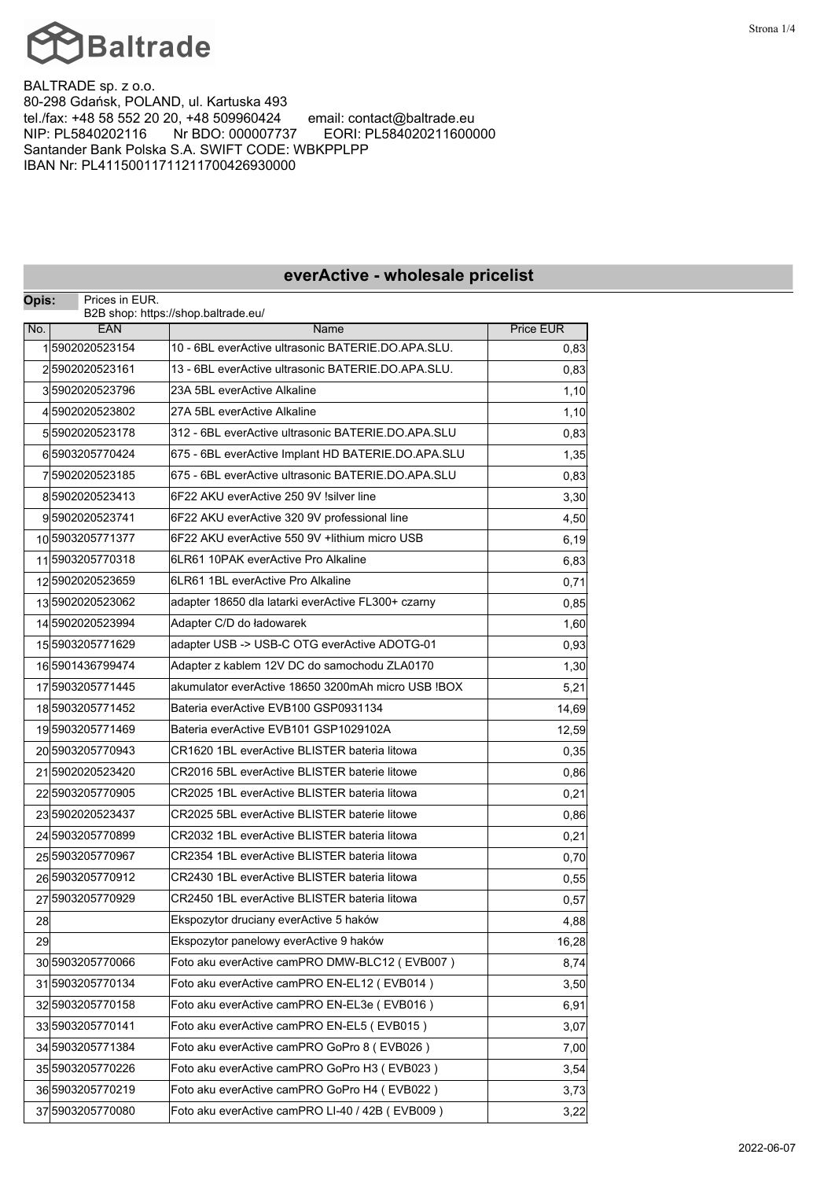Baltrade

BALTRADE sp. z o.o.
80-298 Gdańsk, POLAND, ul. Kartuska 493
tel./fax: +48 58 552 20 20, +48 509960424 email: contact@baltrade.eu
NIP: PL5840202116 Nr BDO: 000007737 EORI: PL584020211600000
Santander Bank Polska S.A. SWIFT CODE: WBKPPLPP
IBAN Nr: PL41150011711211700426930000

## everActive - wholesale pricelist

**Opis:** Prices in EUR.
B2B shop: https://shop.baltrade.eu/

| No. | EAN | Name | Price EUR |
|---|---|---|---|
| 1 | 5902020523154 | 10 - 6BL everActive ultrasonic BATERIE.DO.APA.SLU. | 0,83 |
| 2 | 5902020523161 | 13 - 6BL everActive ultrasonic BATERIE.DO.APA.SLU. | 0,83 |
| 3 | 5902020523796 | 23A 5BL everActive Alkaline | 1,10 |
| 4 | 5902020523802 | 27A 5BL everActive Alkaline | 1,10 |
| 5 | 5902020523178 | 312 - 6BL everActive ultrasonic BATERIE.DO.APA.SLU | 0,83 |
| 6 | 5903205770424 | 675 - 6BL everActive Implant HD BATERIE.DO.APA.SLU | 1,35 |
| 7 | 5902020523185 | 675 - 6BL everActive ultrasonic BATERIE.DO.APA.SLU | 0,83 |
| 8 | 5902020523413 | 6F22 AKU everActive 250 9V !silver line | 3,30 |
| 9 | 5902020523741 | 6F22 AKU everActive 320 9V professional line | 4,50 |
| 10 | 5903205771377 | 6F22 AKU everActive 550 9V +lithium micro USB | 6,19 |
| 11 | 5903205770318 | 6LR61 10PAK everActive Pro Alkaline | 6,83 |
| 12 | 5902020523659 | 6LR61 1BL everActive Pro Alkaline | 0,71 |
| 13 | 5902020523062 | adapter 18650 dla latarki everActive FL300+ czarny | 0,85 |
| 14 | 5902020523994 | Adapter C/D do ładowarek | 1,60 |
| 15 | 5903205771629 | adapter USB -> USB-C OTG everActive ADOTG-01 | 0,93 |
| 16 | 5901436799474 | Adapter z kablem 12V DC do samochodu ZLA0170 | 1,30 |
| 17 | 5903205771445 | akumulator everActive 18650 3200mAh micro USB !BOX | 5,21 |
| 18 | 5903205771452 | Bateria everActive EVB100 GSP0931134 | 14,69 |
| 19 | 5903205771469 | Bateria everActive EVB101 GSP1029102A | 12,59 |
| 20 | 5903205770943 | CR1620 1BL everActive BLISTER bateria litowa | 0,35 |
| 21 | 5902020523420 | CR2016 5BL everActive BLISTER baterie litowe | 0,86 |
| 22 | 5903205770905 | CR2025 1BL everActive BLISTER bateria litowa | 0,21 |
| 23 | 5902020523437 | CR2025 5BL everActive BLISTER baterie litowe | 0,86 |
| 24 | 5903205770899 | CR2032 1BL everActive BLISTER bateria litowa | 0,21 |
| 25 | 5903205770967 | CR2354 1BL everActive BLISTER bateria litowa | 0,70 |
| 26 | 5903205770912 | CR2430 1BL everActive BLISTER bateria litowa | 0,55 |
| 27 | 5903205770929 | CR2450 1BL everActive BLISTER bateria litowa | 0,57 |
| 28 | | Ekspozytor druciany everActive 5 haków | 4,88 |
| 29 | | Ekspozytor panelowy everActive 9 haków | 16,28 |
| 30 | 5903205770066 | Foto aku everActive camPRO DMW-BLC12 ( EVB007 ) | 8,74 |
| 31 | 5903205770134 | Foto aku everActive camPRO EN-EL12 ( EVB014 ) | 3,50 |
| 32 | 5903205770158 | Foto aku everActive camPRO EN-EL3e ( EVB016 ) | 6,91 |
| 33 | 5903205770141 | Foto aku everActive camPRO EN-EL5 ( EVB015 ) | 3,07 |
| 34 | 5903205771384 | Foto aku everActive camPRO GoPro 8 ( EVB026 ) | 7,00 |
| 35 | 5903205770226 | Foto aku everActive camPRO GoPro H3 ( EVB023 ) | 3,54 |
| 36 | 5903205770219 | Foto aku everActive camPRO GoPro H4 ( EVB022 ) | 3,73 |
| 37 | 5903205770080 | Foto aku everActive camPRO LI-40 / 42B ( EVB009 ) | 3,22 |

2022-06-07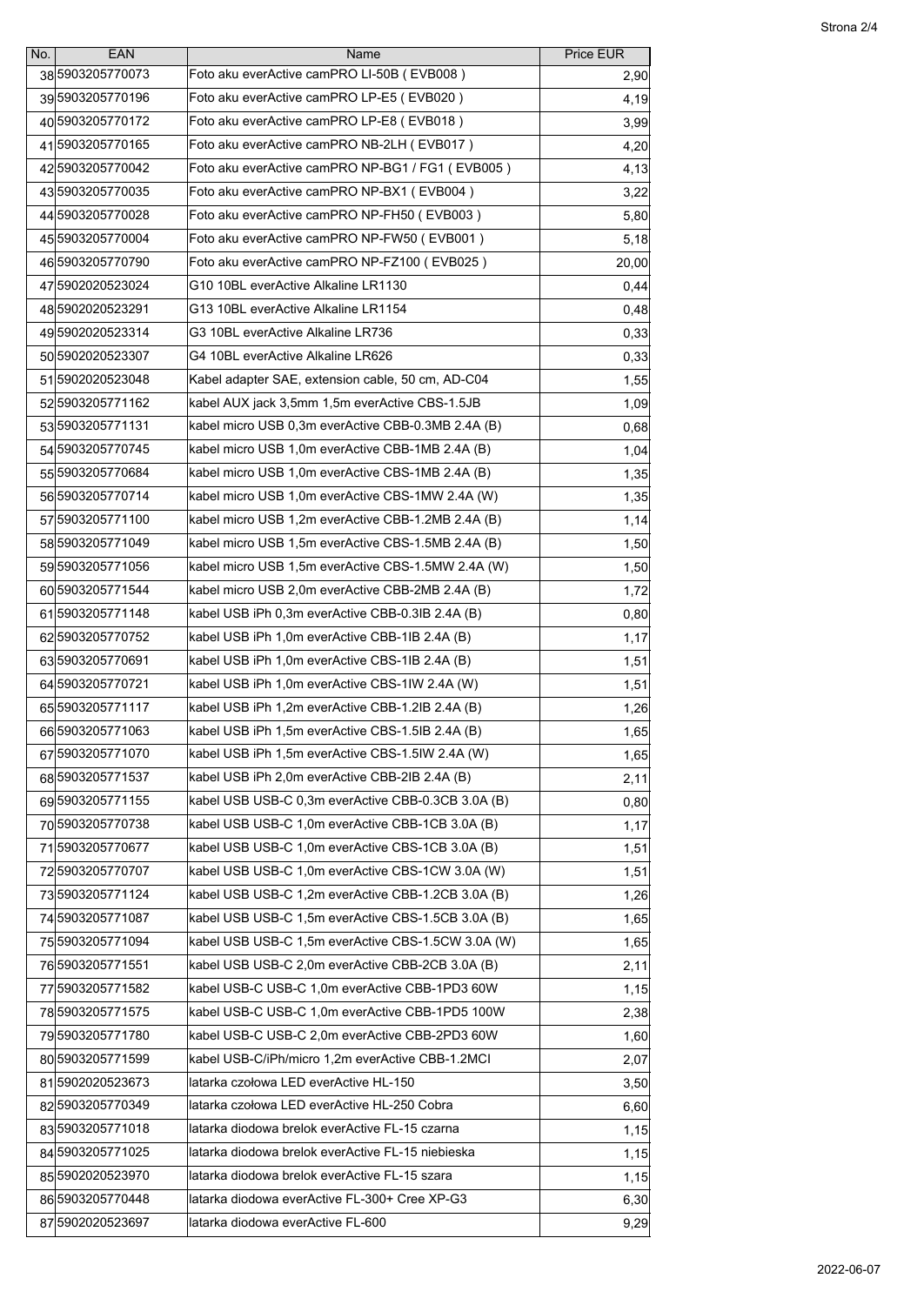| No. | EAN | Name | Price EUR |
| --- | --- | --- | --- |
| 38 | 5903205770073 | Foto aku everActive camPRO LI-50B ( EVB008 ) | 2,90 |
| 39 | 5903205770196 | Foto aku everActive camPRO LP-E5 ( EVB020 ) | 4,19 |
| 40 | 5903205770172 | Foto aku everActive camPRO LP-E8 ( EVB018 ) | 3,99 |
| 41 | 5903205770165 | Foto aku everActive camPRO NB-2LH ( EVB017 ) | 4,20 |
| 42 | 5903205770042 | Foto aku everActive camPRO NP-BG1 / FG1 ( EVB005 ) | 4,13 |
| 43 | 5903205770035 | Foto aku everActive camPRO NP-BX1 ( EVB004 ) | 3,22 |
| 44 | 5903205770028 | Foto aku everActive camPRO NP-FH50 ( EVB003 ) | 5,80 |
| 45 | 5903205770004 | Foto aku everActive camPRO NP-FW50 ( EVB001 ) | 5,18 |
| 46 | 5903205770790 | Foto aku everActive camPRO NP-FZ100 ( EVB025 ) | 20,00 |
| 47 | 5902020523024 | G10 10BL everActive Alkaline LR1130 | 0,44 |
| 48 | 5902020523291 | G13 10BL everActive Alkaline LR1154 | 0,48 |
| 49 | 5902020523314 | G3 10BL everActive Alkaline LR736 | 0,33 |
| 50 | 5902020523307 | G4 10BL everActive Alkaline LR626 | 0,33 |
| 51 | 5902020523048 | Kabel adapter SAE, extension cable, 50 cm, AD-C04 | 1,55 |
| 52 | 5903205771162 | kabel AUX jack 3,5mm 1,5m everActive CBS-1.5JB | 1,09 |
| 53 | 5903205771131 | kabel micro USB 0,3m everActive CBB-0.3MB 2.4A (B) | 0,68 |
| 54 | 5903205770745 | kabel micro USB 1,0m everActive CBB-1MB 2.4A (B) | 1,04 |
| 55 | 5903205770684 | kabel micro USB 1,0m everActive CBS-1MB 2.4A (B) | 1,35 |
| 56 | 5903205770714 | kabel micro USB 1,0m everActive CBS-1MW 2.4A (W) | 1,35 |
| 57 | 5903205771100 | kabel micro USB 1,2m everActive CBB-1.2MB 2.4A (B) | 1,14 |
| 58 | 5903205771049 | kabel micro USB 1,5m everActive CBS-1.5MB 2.4A (B) | 1,50 |
| 59 | 5903205771056 | kabel micro USB 1,5m everActive CBS-1.5MW 2.4A (W) | 1,50 |
| 60 | 5903205771544 | kabel micro USB 2,0m everActive CBB-2MB 2.4A (B) | 1,72 |
| 61 | 5903205771148 | kabel USB iPh 0,3m everActive CBB-0.3IB 2.4A (B) | 0,80 |
| 62 | 5903205770752 | kabel USB iPh 1,0m everActive CBB-1IB 2.4A (B) | 1,17 |
| 63 | 5903205770691 | kabel USB iPh 1,0m everActive CBS-1IB 2.4A (B) | 1,51 |
| 64 | 5903205770721 | kabel USB iPh 1,0m everActive CBS-1IW 2.4A (W) | 1,51 |
| 65 | 5903205771117 | kabel USB iPh 1,2m everActive CBB-1.2IB 2.4A (B) | 1,26 |
| 66 | 5903205771063 | kabel USB iPh 1,5m everActive CBS-1.5IB 2.4A (B) | 1,65 |
| 67 | 5903205771070 | kabel USB iPh 1,5m everActive CBS-1.5IW 2.4A (W) | 1,65 |
| 68 | 5903205771537 | kabel USB iPh 2,0m everActive CBB-2IB 2.4A (B) | 2,11 |
| 69 | 5903205771155 | kabel USB USB-C 0,3m everActive CBB-0.3CB 3.0A (B) | 0,80 |
| 70 | 5903205770738 | kabel USB USB-C 1,0m everActive CBB-1CB 3.0A (B) | 1,17 |
| 71 | 5903205770677 | kabel USB USB-C 1,0m everActive CBS-1CB 3.0A (B) | 1,51 |
| 72 | 5903205770707 | kabel USB USB-C 1,0m everActive CBS-1CW 3.0A (W) | 1,51 |
| 73 | 5903205771124 | kabel USB USB-C 1,2m everActive CBB-1.2CB 3.0A (B) | 1,26 |
| 74 | 5903205771087 | kabel USB USB-C 1,5m everActive CBS-1.5CB 3.0A (B) | 1,65 |
| 75 | 5903205771094 | kabel USB USB-C 1,5m everActive CBS-1.5CW 3.0A (W) | 1,65 |
| 76 | 5903205771551 | kabel USB USB-C 2,0m everActive CBB-2CB 3.0A (B) | 2,11 |
| 77 | 5903205771582 | kabel USB-C USB-C 1,0m everActive CBB-1PD3 60W | 1,15 |
| 78 | 5903205771575 | kabel USB-C USB-C 1,0m everActive CBB-1PD5 100W | 2,38 |
| 79 | 5903205771780 | kabel USB-C USB-C 2,0m everActive CBB-2PD3 60W | 1,60 |
| 80 | 5903205771599 | kabel USB-C/iPh/micro 1,2m everActive CBB-1.2MCI | 2,07 |
| 81 | 5902020523673 | latarka czołowa LED everActive HL-150 | 3,50 |
| 82 | 5903205770349 | latarka czołowa LED everActive HL-250 Cobra | 6,60 |
| 83 | 5903205771018 | latarka diodowa brelok everActive FL-15 czarna | 1,15 |
| 84 | 5903205771025 | latarka diodowa brelok everActive FL-15 niebieska | 1,15 |
| 85 | 5902020523970 | latarka diodowa brelok everActive FL-15 szara | 1,15 |
| 86 | 5903205770448 | latarka diodowa everActive FL-300+ Cree XP-G3 | 6,30 |
| 87 | 5902020523697 | latarka diodowa everActive FL-600 | 9,29 |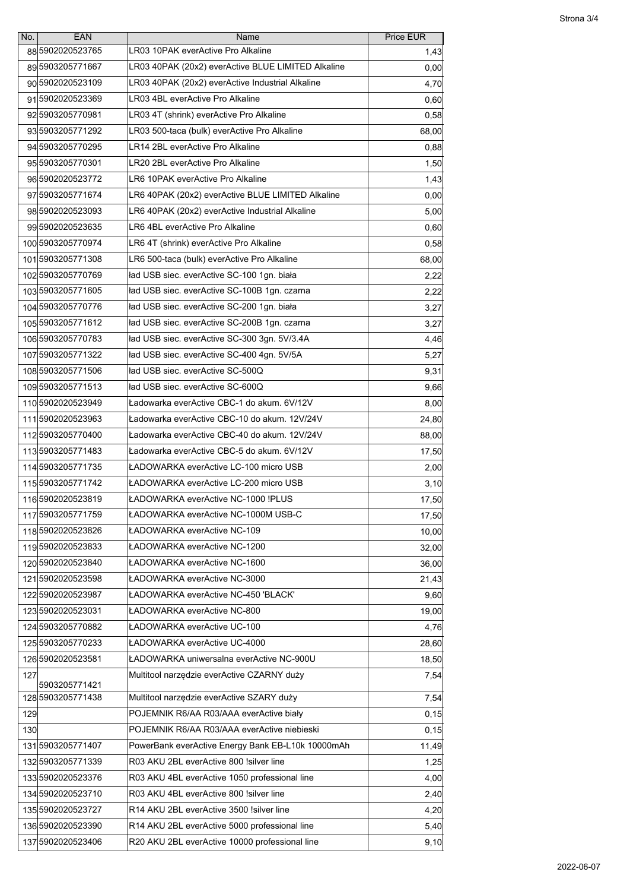| No. | EAN | Name | Price EUR |
|---|---|---|---|
| 88 | 5902020523765 | LR03 10PAK everActive Pro Alkaline | 1,43 |
| 89 | 5903205771667 | LR03 40PAK (20x2) everActive BLUE LIMITED Alkaline | 0,00 |
| 90 | 5902020523109 | LR03 40PAK (20x2) everActive Industrial Alkaline | 4,70 |
| 91 | 5902020523369 | LR03 4BL everActive Pro Alkaline | 0,60 |
| 92 | 5903205770981 | LR03 4T (shrink) everActive Pro Alkaline | 0,58 |
| 93 | 5903205771292 | LR03 500-taca (bulk) everActive Pro Alkaline | 68,00 |
| 94 | 5903205770295 | LR14 2BL everActive Pro Alkaline | 0,88 |
| 95 | 5903205770301 | LR20 2BL everActive Pro Alkaline | 1,50 |
| 96 | 5902020523772 | LR6 10PAK everActive Pro Alkaline | 1,43 |
| 97 | 5903205771674 | LR6 40PAK (20x2) everActive BLUE LIMITED Alkaline | 0,00 |
| 98 | 5902020523093 | LR6 40PAK (20x2) everActive Industrial Alkaline | 5,00 |
| 99 | 5902020523635 | LR6 4BL everActive Pro Alkaline | 0,60 |
| 100 | 5903205770974 | LR6 4T (shrink) everActive Pro Alkaline | 0,58 |
| 101 | 5903205771308 | LR6 500-taca (bulk) everActive Pro Alkaline | 68,00 |
| 102 | 5903205770769 | ład USB siec. everActive SC-100 1gn. biała | 2,22 |
| 103 | 5903205771605 | ład USB siec. everActive SC-100B 1gn. czarna | 2,22 |
| 104 | 5903205770776 | ład USB siec. everActive SC-200 1gn. biała | 3,27 |
| 105 | 5903205771612 | ład USB siec. everActive SC-200B 1gn. czarna | 3,27 |
| 106 | 5903205770783 | ład USB siec. everActive SC-300 3gn. 5V/3.4A | 4,46 |
| 107 | 5903205771322 | ład USB siec. everActive SC-400 4gn. 5V/5A | 5,27 |
| 108 | 5903205771506 | ład USB siec. everActive SC-500Q | 9,31 |
| 109 | 5903205771513 | ład USB siec. everActive SC-600Q | 9,66 |
| 110 | 5902020523949 | Ładowarka everActive CBC-1 do akum. 6V/12V | 8,00 |
| 111 | 5902020523963 | Ładowarka everActive CBC-10 do akum. 12V/24V | 24,80 |
| 112 | 5903205770400 | Ładowarka everActive CBC-40 do akum. 12V/24V | 88,00 |
| 113 | 5903205771483 | Ładowarka everActive CBC-5 do akum. 6V/12V | 17,50 |
| 114 | 5903205771735 | ŁADOWARKA everActive LC-100 micro USB | 2,00 |
| 115 | 5903205771742 | ŁADOWARKA everActive LC-200 micro USB | 3,10 |
| 116 | 5902020523819 | ŁADOWARKA everActive NC-1000 !PLUS | 17,50 |
| 117 | 5903205771759 | ŁADOWARKA everActive NC-1000M USB-C | 17,50 |
| 118 | 5902020523826 | ŁADOWARKA everActive NC-109 | 10,00 |
| 119 | 5902020523833 | ŁADOWARKA everActive NC-1200 | 32,00 |
| 120 | 5902020523840 | ŁADOWARKA everActive NC-1600 | 36,00 |
| 121 | 5902020523598 | ŁADOWARKA everActive NC-3000 | 21,43 |
| 122 | 5902020523987 | ŁADOWARKA everActive NC-450 'BLACK' | 9,60 |
| 123 | 5902020523031 | ŁADOWARKA everActive NC-800 | 19,00 |
| 124 | 5903205770882 | ŁADOWARKA everActive UC-100 | 4,76 |
| 125 | 5903205770233 | ŁADOWARKA everActive UC-4000 | 28,60 |
| 126 | 5902020523581 | ŁADOWARKA uniwersalna everActive NC-900U | 18,50 |
| 127 | 5903205771421 | Multitool narzędzie everActive CZARNY duży | 7,54 |
| 128 | 5903205771438 | Multitool narzędzie everActive SZARY duży | 7,54 |
| 129 | | POJEMNIK R6/AA R03/AAA everActive biały | 0,15 |
| 130 | | POJEMNIK R6/AA R03/AAA everActive niebieski | 0,15 |
| 131 | 5903205771407 | PowerBank everActive Energy Bank EB-L10k 10000mAh | 11,49 |
| 132 | 5903205771339 | R03 AKU 2BL everActive 800 !silver line | 1,25 |
| 133 | 5902020523376 | R03 AKU 4BL everActive 1050 professional line | 4,00 |
| 134 | 5902020523710 | R03 AKU 4BL everActive 800 !silver line | 2,40 |
| 135 | 5902020523727 | R14 AKU 2BL everActive 3500 !silver line | 4,20 |
| 136 | 5902020523390 | R14 AKU 2BL everActive 5000 professional line | 5,40 |
| 137 | 5902020523406 | R20 AKU 2BL everActive 10000 professional line | 9,10 |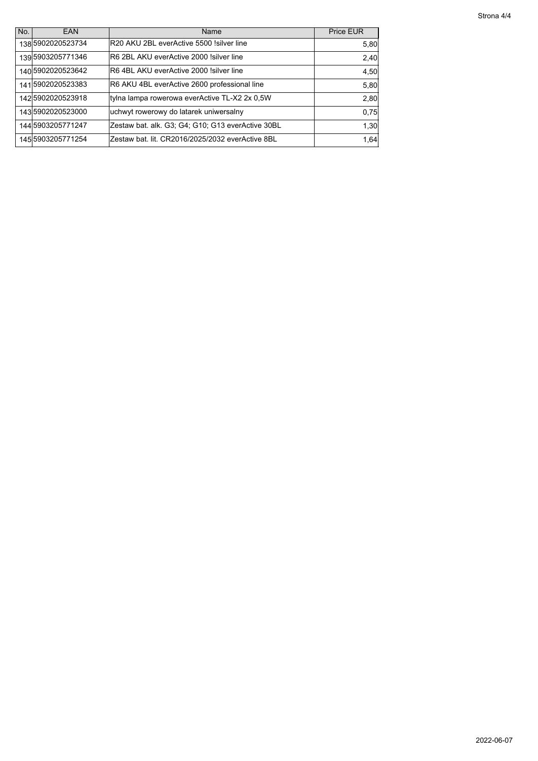| No. | EAN | Name | Price EUR |
|---|---|---|---|
| 138 | 5902020523734 | R20 AKU 2BL everActive 5500 !silver line | 5,80 |
| 139 | 5903205771346 | R6 2BL AKU everActive 2000 !silver line | 2,40 |
| 140 | 5902020523642 | R6 4BL AKU everActive 2000 !silver line | 4,50 |
| 141 | 5902020523383 | R6 AKU 4BL everActive 2600 professional line | 5,80 |
| 142 | 5902020523918 | tylna lampa rowerowa everActive TL-X2 2x 0,5W | 2,80 |
| 143 | 5902020523000 | uchwyt rowerowy do latarek uniwersalny | 0,75 |
| 144 | 5903205771247 | Zestaw bat. alk. G3; G4; G10; G13 everActive 30BL | 1,30 |
| 145 | 5903205771254 | Zestaw bat. lit. CR2016/2025/2032 everActive 8BL | 1,64 |

2022-06-07